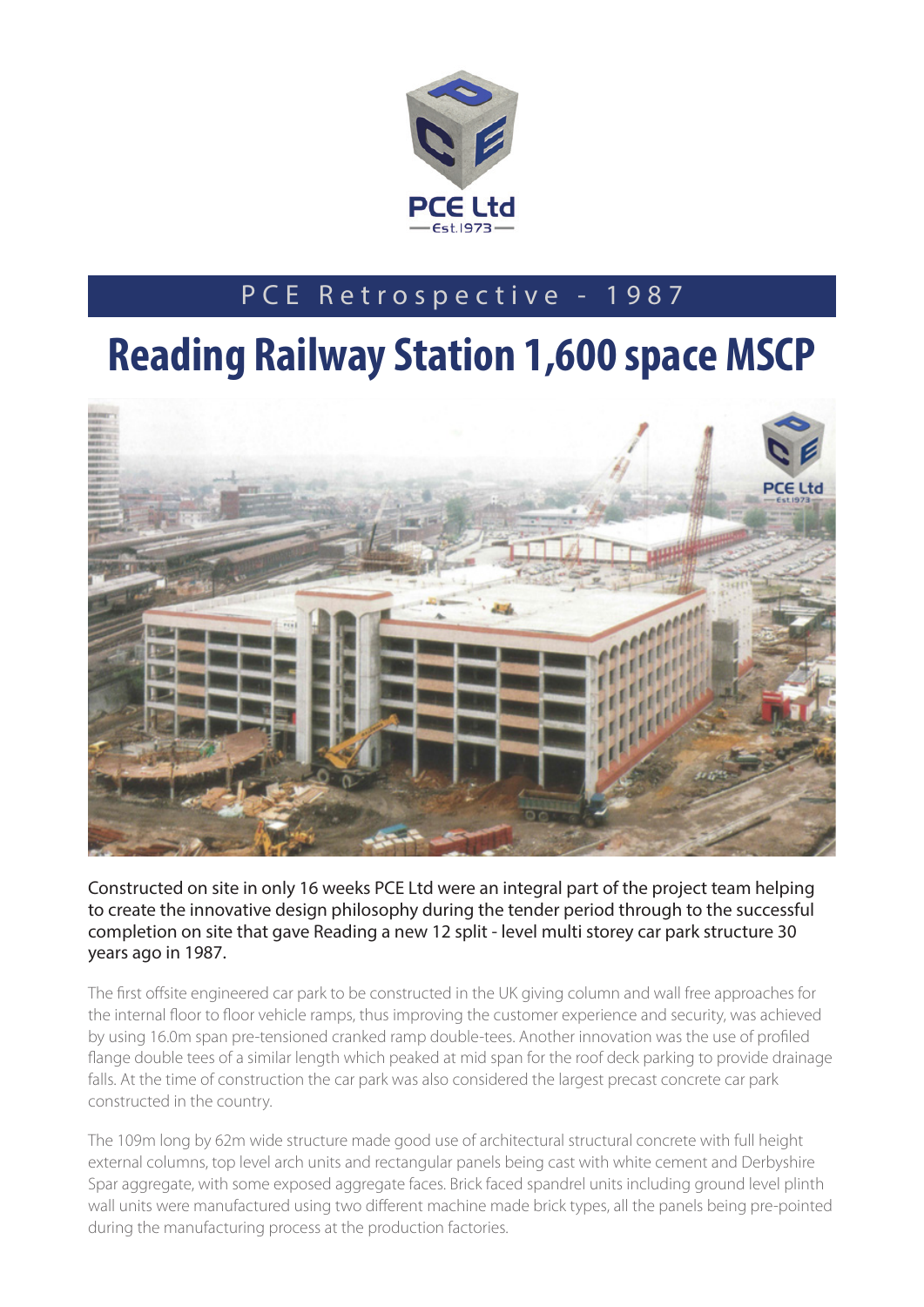PCE Ltd

Est.1973

PCE Retrospective - 1987

# Reading Railway Station 1,600 space MSCP

Constructed on site in only 16 weeks PCE Ltd were an integral part of the project team helping to create the innovative design philosophy during the tender period through to the successful completion on site that gave Reading a new 12 split - level multi storey car park structure 30 years ago in 1987.

The first offsite engineered car park to be constructed in the UK giving column and wall free approaches for the internal floor to floor vehicle ramps, thus improving the customer experience and security, was achieved by using 16.0m span pre-tensioned cranked ramp double-tees. Another innovation was the use of profiled flange double tees of a similar length which peaked at mid span for the roof deck parking to provide drainage falls. At the time of construction the car park was also considered the largest precast concrete car park constructed in the country.

The 109m long by 62m wide structure made good use of architectural structural concrete with full height external columns, top level arch units and rectangular panels being cast with white cement and Derbyshire Spar aggregate, with some exposed aggregate faces. Brick faced spandrel units including ground level plinth wall units were manufactured using two different machine made brick types, all the panels being pre-pointed during the manufacturing process at the production factories.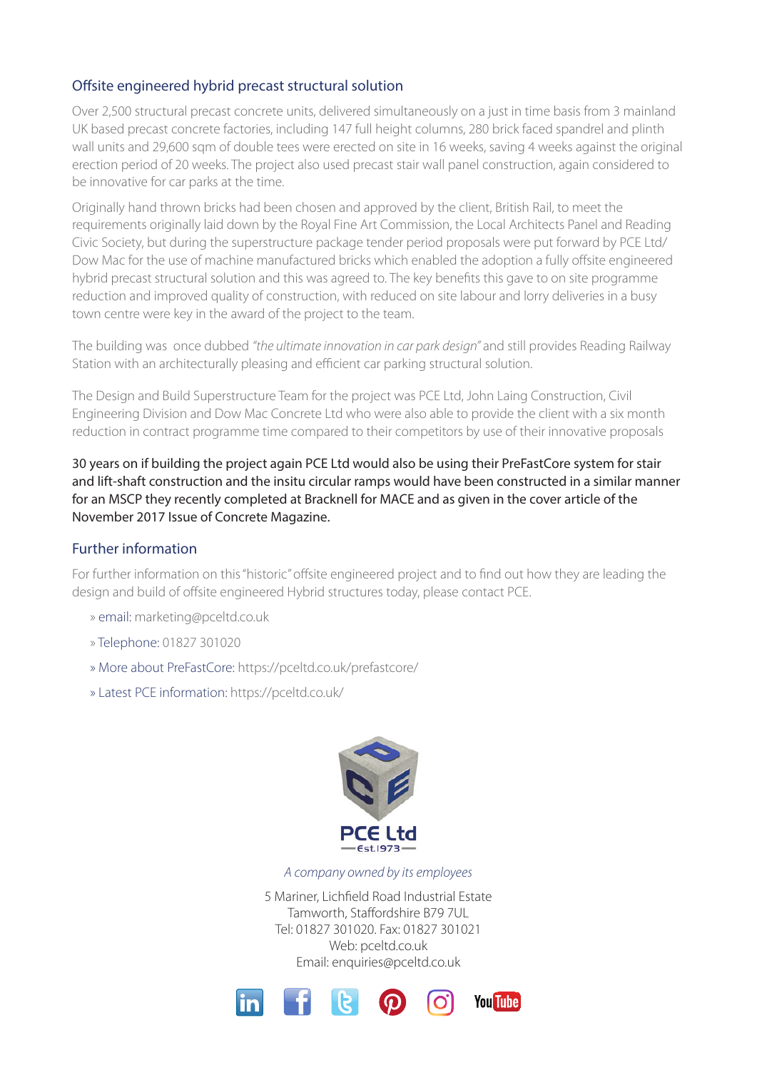## Offsite engineered hybrid precast structural solution

Over 2,500 structural precast concrete units, delivered simultaneously on a just in time basis from 3 mainland UK based precast concrete factories, including 147 full height columns, 280 brick faced spandrel and plinth wall units and 29,600 sqm of double tees were erected on site in 16 weeks, saving 4 weeks against the original erection period of 20 weeks. The project also used precast stair wall panel construction, again considered to be innovative for car parks at the time.

Originally hand thrown bricks had been chosen and approved by the client, British Rail, to meet the requirements originally laid down by the Royal Fine Art Commission, the Local Architects Panel and Reading Civic Society, but during the superstructure package tender period proposals were put forward by PCE Ltd/ Dow Mac for the use of machine manufactured bricks which enabled the adoption a fully offsite engineered hybrid precast structural solution and this was agreed to. The key benefits this gave to on site programme reduction and improved quality of construction, with reduced on site labour and lorry deliveries in a busy town centre were key in the award of the project to the team.

The building was once dubbed *"the ultimate innovation in car park design"* and still provides Reading Railway Station with an architecturally pleasing and efficient car parking structural solution.

The Design and Build Superstructure Team for the project was PCE Ltd, John Laing Construction, Civil Engineering Division and Dow Mac Concrete Ltd who were also able to provide the client with a six month reduction in contract programme time compared to their competitors by use of their innovative proposals

30 years on if building the project again PCE Ltd would also be using their PreFastCore system for stair and lift-shaft construction and the insitu circular ramps would have been constructed in a similar manner for an MSCP they recently completed at Bracknell for MACE and as given in the cover article of the November 2017 Issue of Concrete Magazine.

## Further information

For further information on this "historic" offsite engineered project and to find out how they are leading the design and build of offsite engineered Hybrid structures today, please contact PCE.

- » email: marketing@pceltd.co.uk
- » Telephone: 01827 301020
- » More about PreFastCore: https://pceltd.co.uk/prefastcore/
- » Latest PCE information: https://pceltd.co.uk/

PCE Ltd
Est.1973

*A company owned by its employees*

5 Mariner, Lichfield Road Industrial Estate
Tamworth, Staffordshire B79 7UL
Tel: 01827 301020. Fax: 01827 301021
Web: pceltd.co.uk
Email: enquiries@pceltd.co.uk